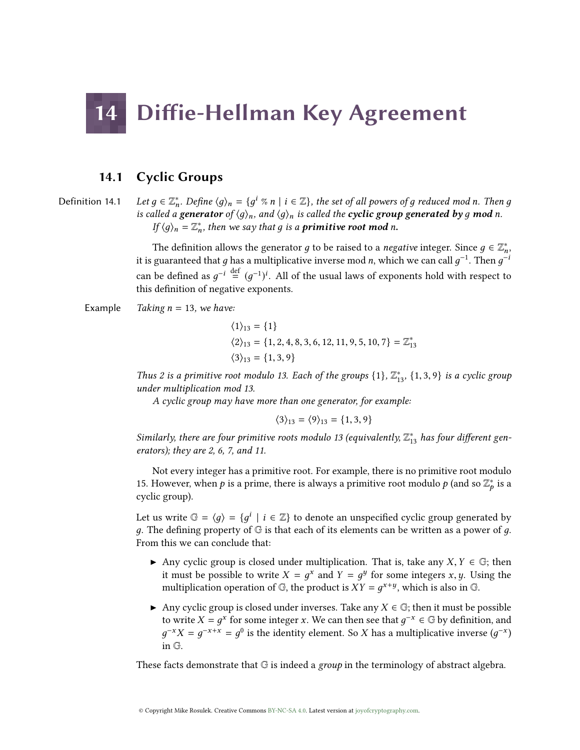# 14 Diffie-Hellman Key Agreement

## 14.1 Cyclic Groups

Definition 14.1 *Let $g \in \mathbb{Z}_n^*$. Define $\langle g \rangle_n = \{g^i \,\%\, n \mid i \in \mathbb{Z}\}$, the set of all powers of $g$ reduced mod $n$. Then $g$ is called a* ***generator*** *of $\langle g \rangle_n$, and $\langle g \rangle_n$ is called the* ***cyclic group generated by*** *$g$* ***mod*** *$n$.*

*If $\langle g \rangle_n = \mathbb{Z}_n^*$, then we say that $g$ is a* ***primitive root mod*** *$n$.*

The definition allows the generator $g$ to be raised to a *negative* integer. Since $g \in \mathbb{Z}_n^*$, it is guaranteed that $g$ has a multiplicative inverse mod $n$, which we can call $g^{-1}$. Then $g^{-i}$ can be defined as $g^{-i} \stackrel{\text{def}}{=} (g^{-1})^i$. All of the usual laws of exponents hold with respect to this definition of negative exponents.

Example *Taking $n = 13$, we have:*

$$\langle 1 \rangle_{13} = \{1\}$$
$$\langle 2 \rangle_{13} = \{1, 2, 4, 8, 3, 6, 12, 11, 9, 5, 10, 7\} = \mathbb{Z}_{13}^*$$
$$\langle 3 \rangle_{13} = \{1, 3, 9\}$$

*Thus 2 is a primitive root modulo 13. Each of the groups $\{1\}$, $\mathbb{Z}_{13}^*$, $\{1, 3, 9\}$ is a cyclic group under multiplication mod 13.*

*A cyclic group may have more than one generator, for example:*

$$\langle 3 \rangle_{13} = \langle 9 \rangle_{13} = \{1, 3, 9\}$$

*Similarly, there are four primitive roots modulo 13 (equivalently, $\mathbb{Z}_{13}^*$ has four different generators); they are 2, 6, 7, and 11.*

Not every integer has a primitive root. For example, there is no primitive root modulo 15. However, when $p$ is a prime, there is always a primitive root modulo $p$ (and so $\mathbb{Z}_p^*$ is a cyclic group).

Let us write $\mathbb{G} = \langle g \rangle = \{g^i \mid i \in \mathbb{Z}\}$ to denote an unspecified cyclic group generated by $g$. The defining property of $\mathbb{G}$ is that each of its elements can be written as a power of $g$. From this we can conclude that:

- Any cyclic group is closed under multiplication. That is, take any $X, Y \in \mathbb{G}$; then it must be possible to write $X = g^x$ and $Y = g^y$ for some integers $x, y$. Using the multiplication operation of $\mathbb{G}$, the product is $XY = g^{x+y}$, which is also in $\mathbb{G}$.
- Any cyclic group is closed under inverses. Take any $X \in \mathbb{G}$; then it must be possible to write $X = g^x$ for some integer $x$. We can then see that $g^{-x} \in \mathbb{G}$ by definition, and $g^{-x}X = g^{-x+x} = g^0$ is the identity element. So $X$ has a multiplicative inverse ($g^{-x}$) in $\mathbb{G}$.

These facts demonstrate that $\mathbb{G}$ is indeed a *group* in the terminology of abstract algebra.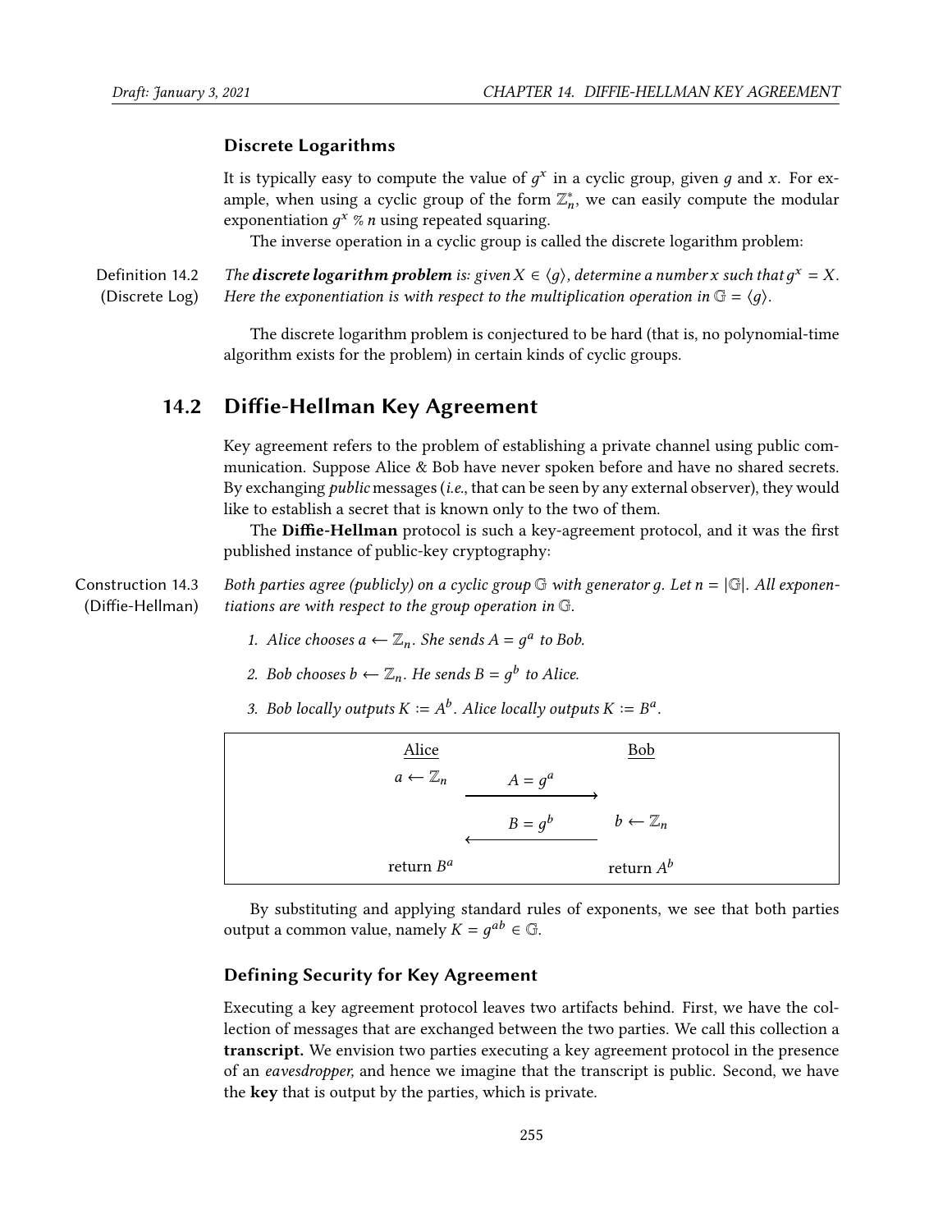### Discrete Logarithms

It is typically easy to compute the value of $g^x$ in a cyclic group, given $g$ and $x$. For example, when using a cyclic group of the form $\mathbb{Z}_n^*$, we can easily compute the modular exponentiation $g^x \% n$ using repeated squaring.

The inverse operation in a cyclic group is called the discrete logarithm problem:

**Definition 14.2 (Discrete Log)** *The **discrete logarithm problem** is: given $X \in \langle g \rangle$, determine a number $x$ such that $g^x = X$. Here the exponentiation is with respect to the multiplication operation in $\mathbb{G} = \langle g \rangle$.*

The discrete logarithm problem is conjectured to be hard (that is, no polynomial-time algorithm exists for the problem) in certain kinds of cyclic groups.

## 14.2 Diffie-Hellman Key Agreement

Key agreement refers to the problem of establishing a private channel using public communication. Suppose Alice & Bob have never spoken before and have no shared secrets. By exchanging *public* messages (*i.e.*, that can be seen by any external observer), they would like to establish a secret that is known only to the two of them.

The **Diffie-Hellman** protocol is such a key-agreement protocol, and it was the first published instance of public-key cryptography:

**Construction 14.3 (Diffie-Hellman)** *Both parties agree (publicly) on a cyclic group $\mathbb{G}$ with generator $g$. Let $n = |\mathbb{G}|$. All exponentiations are with respect to the group operation in $\mathbb{G}$.*

1. *Alice chooses $a \leftarrow \mathbb{Z}_n$. She sends $A = g^a$ to Bob.*
2. *Bob chooses $b \leftarrow \mathbb{Z}_n$. He sends $B = g^b$ to Alice.*
3. *Bob locally outputs $K := A^b$. Alice locally outputs $K := B^a$.*

| Alice | | Bob |
|---|---|---|
| $a \leftarrow \mathbb{Z}_n$ | $A = g^a$ $\longrightarrow$ | |
| | $\longleftarrow$ $B = g^b$ | $b \leftarrow \mathbb{Z}_n$ |
| return $B^a$ | | return $A^b$ |

By substituting and applying standard rules of exponents, we see that both parties output a common value, namely $K = g^{ab} \in \mathbb{G}$.

### Defining Security for Key Agreement

Executing a key agreement protocol leaves two artifacts behind. First, we have the collection of messages that are exchanged between the two parties. We call this collection a **transcript.** We envision two parties executing a key agreement protocol in the presence of an *eavesdropper,* and hence we imagine that the transcript is public. Second, we have the **key** that is output by the parties, which is private.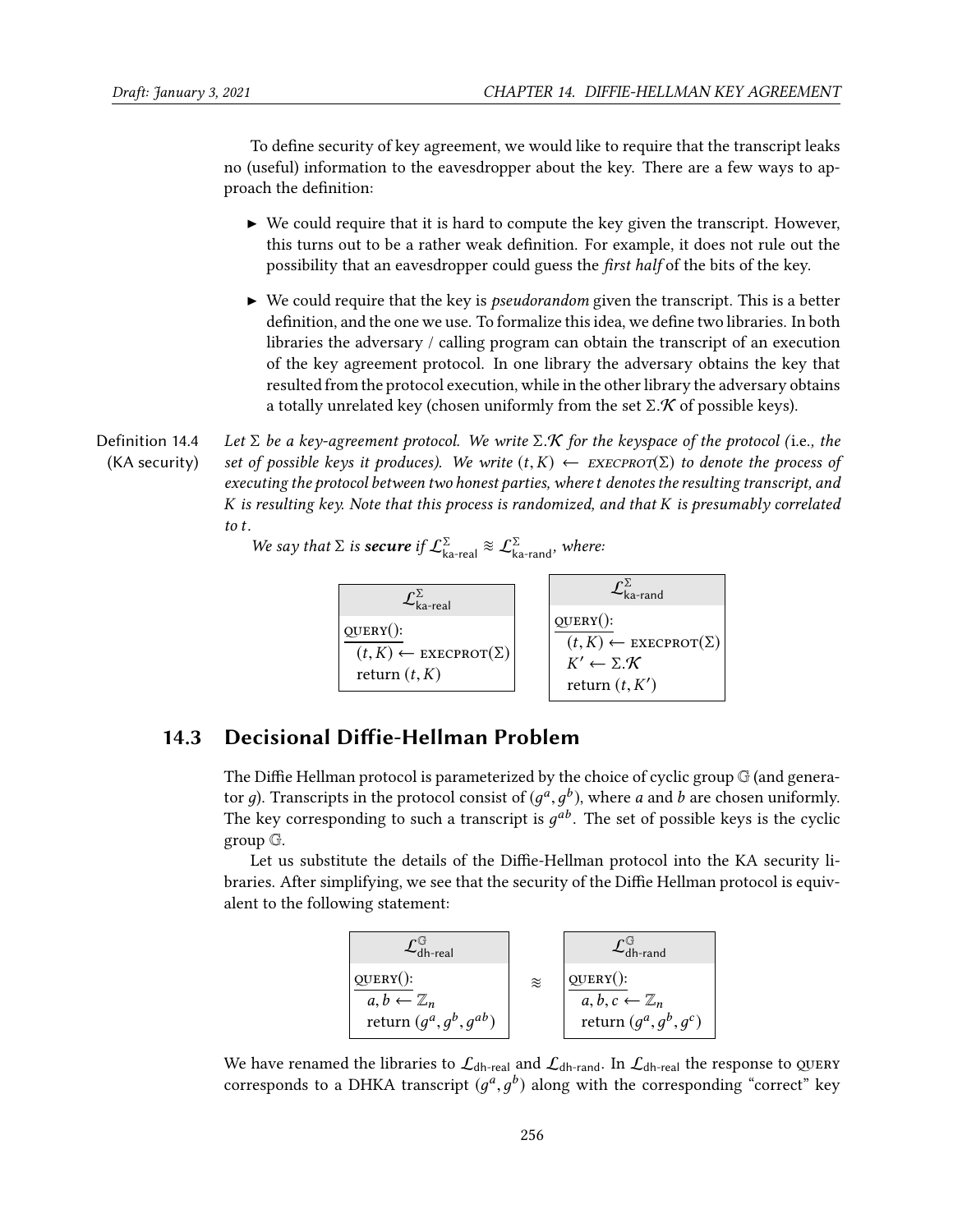To define security of key agreement, we would like to require that the transcript leaks no (useful) information to the eavesdropper about the key. There are a few ways to approach the definition:

- We could require that it is hard to compute the key given the transcript. However, this turns out to be a rather weak definition. For example, it does not rule out the possibility that an eavesdropper could guess the *first half* of the bits of the key.
- We could require that the key is *pseudorandom* given the transcript. This is a better definition, and the one we use. To formalize this idea, we define two libraries. In both libraries the adversary / calling program can obtain the transcript of an execution of the key agreement protocol. In one library the adversary obtains the key that resulted from the protocol execution, while in the other library the adversary obtains a totally unrelated key (chosen uniformly from the set $\Sigma.\mathcal{K}$ of possible keys).

**Definition 14.4 (KA security)** *Let $\Sigma$ be a key-agreement protocol. We write $\Sigma.\mathcal{K}$ for the keyspace of the protocol (*i.e.*, the set of possible keys it produces). We write $(t, K) \leftarrow \textsc{execprot}(\Sigma)$ to denote the process of executing the protocol between two honest parties, where $t$ denotes the resulting transcript, and $K$ is resulting key. Note that this process is randomized, and that $K$ is presumably correlated to $t$.*

*We say that $\Sigma$ is **secure** if $\mathcal{L}^{\Sigma}_{\text{ka-real}} \approx \mathcal{L}^{\Sigma}_{\text{ka-rand}}$, where:*

$\mathcal{L}^{\Sigma}_{\text{ka-real}}$

```
QUERY():
  (t, K) ← EXECPROT(Σ)
  return (t, K)
```

$\mathcal{L}^{\Sigma}_{\text{ka-rand}}$

```
QUERY():
  (t, K) ← EXECPROT(Σ)
  K' ← Σ.K
  return (t, K')
```

## 14.3 Decisional Diffie-Hellman Problem

The Diffie Hellman protocol is parameterized by the choice of cyclic group $\mathbb{G}$ (and generator $g$). Transcripts in the protocol consist of $(g^a, g^b)$, where $a$ and $b$ are chosen uniformly. The key corresponding to such a transcript is $g^{ab}$. The set of possible keys is the cyclic group $\mathbb{G}$.

Let us substitute the details of the Diffie-Hellman protocol into the KA security libraries. After simplifying, we see that the security of the Diffie Hellman protocol is equivalent to the following statement:

$\mathcal{L}^{\mathbb{G}}_{\text{dh-real}}$

```
QUERY():
  a, b ← Z_n
  return (g^a, g^b, g^ab)
```

$\approx$

$\mathcal{L}^{\mathbb{G}}_{\text{dh-rand}}$

```
QUERY():
  a, b, c ← Z_n
  return (g^a, g^b, g^c)
```

We have renamed the libraries to $\mathcal{L}_{\text{dh-real}}$ and $\mathcal{L}_{\text{dh-rand}}$. In $\mathcal{L}_{\text{dh-real}}$ the response to QUERY corresponds to a DHKA transcript $(g^a, g^b)$ along with the corresponding "correct" key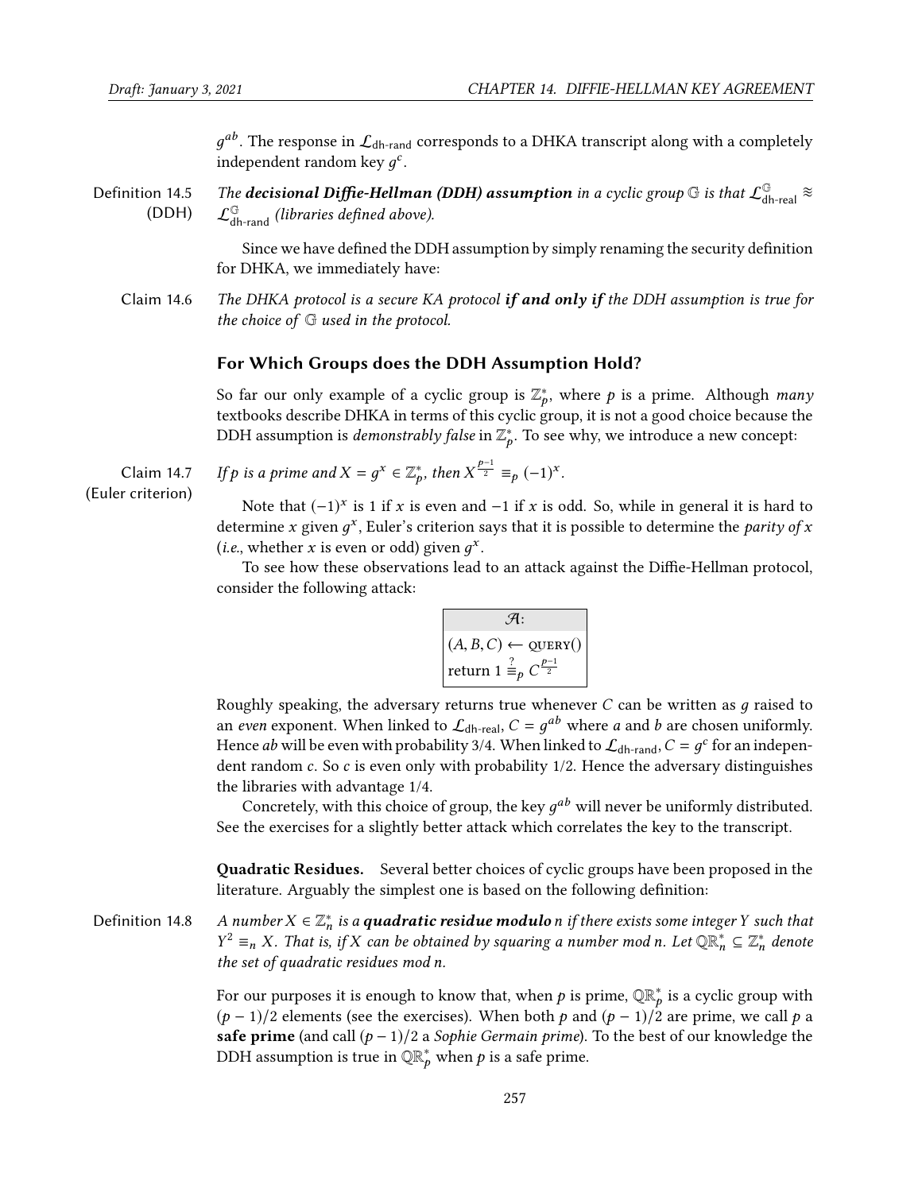$g^{ab}$. The response in $\mathcal{L}_{\text{dh-rand}}$ corresponds to a DHKA transcript along with a completely independent random key $g^c$.

Definition 14.5 (DDH) *The **decisional Diffie-Hellman (DDH) assumption** in a cyclic group $\mathbb{G}$ is that $\mathcal{L}^{\mathbb{G}}_{\text{dh-real}} \approx \mathcal{L}^{\mathbb{G}}_{\text{dh-rand}}$ (libraries defined above).*

Since we have defined the DDH assumption by simply renaming the security definition for DHKA, we immediately have:

Claim 14.6 *The DHKA protocol is a secure KA protocol **if and only if** the DDH assumption is true for the choice of $\mathbb{G}$ used in the protocol.*

### For Which Groups does the DDH Assumption Hold?

So far our only example of a cyclic group is $\mathbb{Z}^*_p$, where $p$ is a prime. Although *many* textbooks describe DHKA in terms of this cyclic group, it is not a good choice because the DDH assumption is *demonstrably false* in $\mathbb{Z}^*_p$. To see why, we introduce a new concept:

Claim 14.7 (Euler criterion) *If $p$ is a prime and $X = g^x \in \mathbb{Z}^*_p$, then $X^{\frac{p-1}{2}} \equiv_p (-1)^x$.*

Note that $(-1)^x$ is 1 if $x$ is even and $-1$ if $x$ is odd. So, while in general it is hard to determine $x$ given $g^x$, Euler's criterion says that it is possible to determine the *parity of $x$* (*i.e.*, whether $x$ is even or odd) given $g^x$.

To see how these observations lead to an attack against the Diffie-Hellman protocol, consider the following attack:

```
A:
(A, B, C) ← QUERY()
return 1 ≟_p C^((p-1)/2)
```

Roughly speaking, the adversary returns true whenever $C$ can be written as $g$ raised to an *even* exponent. When linked to $\mathcal{L}_{\text{dh-real}}$, $C = g^{ab}$ where $a$ and $b$ are chosen uniformly. Hence $ab$ will be even with probability 3/4. When linked to $\mathcal{L}_{\text{dh-rand}}$, $C = g^c$ for an independent random $c$. So $c$ is even only with probability 1/2. Hence the adversary distinguishes the libraries with advantage 1/4.

Concretely, with this choice of group, the key $g^{ab}$ will never be uniformly distributed. See the exercises for a slightly better attack which correlates the key to the transcript.

**Quadratic Residues.** Several better choices of cyclic groups have been proposed in the literature. Arguably the simplest one is based on the following definition:

Definition 14.8 *A number $X \in \mathbb{Z}^*_n$ is a **quadratic residue modulo** $n$ if there exists some integer $Y$ such that $Y^2 \equiv_n X$. That is, if $X$ can be obtained by squaring a number mod $n$. Let $\mathbb{QR}^*_n \subseteq \mathbb{Z}^*_n$ denote the set of quadratic residues mod $n$.*

For our purposes it is enough to know that, when $p$ is prime, $\mathbb{QR}^*_p$ is a cyclic group with $(p-1)/2$ elements (see the exercises). When both $p$ and $(p-1)/2$ are prime, we call $p$ a **safe prime** (and call $(p-1)/2$ a *Sophie Germain prime*). To the best of our knowledge the DDH assumption is true in $\mathbb{QR}^*_p$ when $p$ is a safe prime.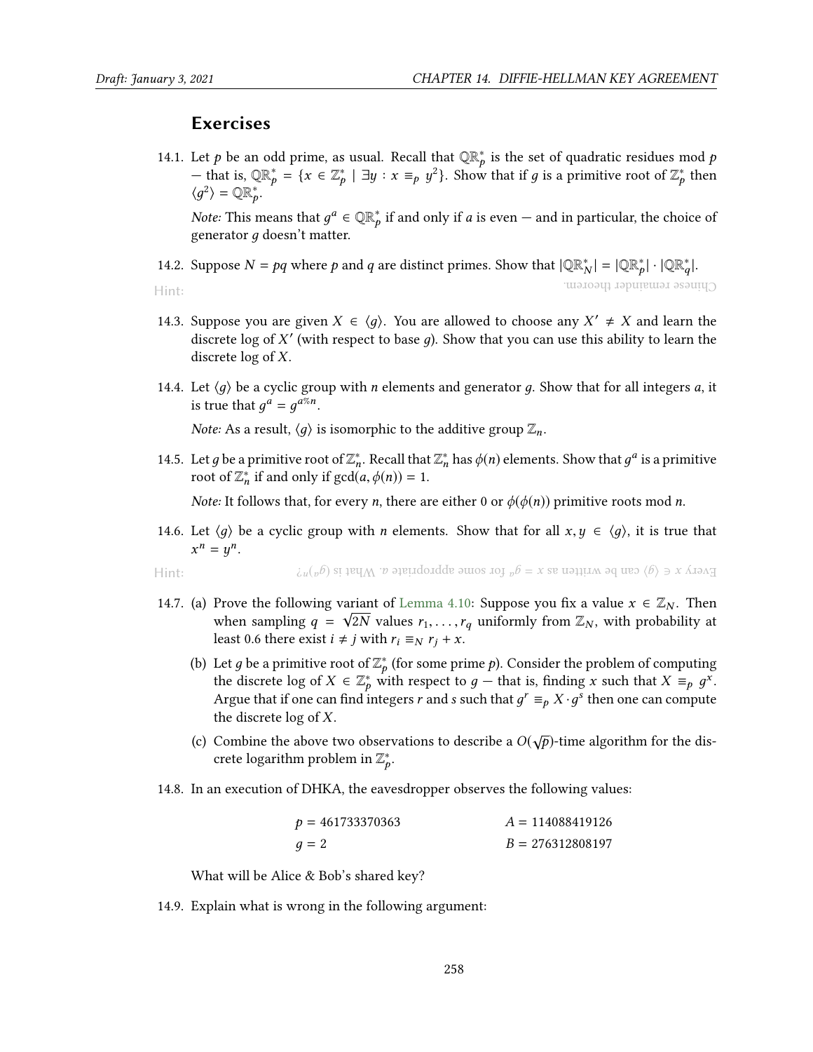## Exercises

14.1. Let $p$ be an odd prime, as usual. Recall that $\mathbb{QR}_p^*$ is the set of quadratic residues mod $p$ — that is, $\mathbb{QR}_p^* = \{x \in \mathbb{Z}_p^* \mid \exists y : x \equiv_p y^2\}$. Show that if $g$ is a primitive root of $\mathbb{Z}_p^*$ then $\langle g^2 \rangle = \mathbb{QR}_p^*$.

*Note:* This means that $g^a \in \mathbb{QR}_p^*$ if and only if $a$ is even — and in particular, the choice of generator $g$ doesn't matter.

14.2. Suppose $N = pq$ where $p$ and $q$ are distinct primes. Show that $|\mathbb{QR}_N^*| = |\mathbb{QR}_p^*| \cdot |\mathbb{QR}_q^*|$.

Hint: Chinese remainder theorem.

14.3. Suppose you are given $X \in \langle g \rangle$. You are allowed to choose any $X' \neq X$ and learn the discrete log of $X'$ (with respect to base $g$). Show that you can use this ability to learn the discrete log of $X$.

14.4. Let $\langle g \rangle$ be a cyclic group with $n$ elements and generator $g$. Show that for all integers $a$, it is true that $g^a = g^{a \% n}$.

*Note:* As a result, $\langle g \rangle$ is isomorphic to the additive group $\mathbb{Z}_n$.

14.5. Let $g$ be a primitive root of $\mathbb{Z}_n^*$. Recall that $\mathbb{Z}_n^*$ has $\phi(n)$ elements. Show that $g^a$ is a primitive root of $\mathbb{Z}_n^*$ if and only if $\gcd(a, \phi(n)) = 1$.

*Note:* It follows that, for every $n$, there are either 0 or $\phi(\phi(n))$ primitive roots mod $n$.

14.6. Let $\langle g \rangle$ be a cyclic group with $n$ elements. Show that for all $x, y \in \langle g \rangle$, it is true that $x^n = y^n$.

Hint: Every $x \in \langle g \rangle$ can be written as $x = g^a$ for some appropriate $a$. What is $(g^a)^n$?

14.7. (a) Prove the following variant of Lemma 4.10: Suppose you fix a value $x \in \mathbb{Z}_N$. Then when sampling $q = \sqrt{2N}$ values $r_1, \ldots, r_q$ uniformly from $\mathbb{Z}_N$, with probability at least 0.6 there exist $i \neq j$ with $r_i \equiv_N r_j + x$.

(b) Let $g$ be a primitive root of $\mathbb{Z}_p^*$ (for some prime $p$). Consider the problem of computing the discrete log of $X \in \mathbb{Z}_p^*$ with respect to $g$ — that is, finding $x$ such that $X \equiv_p g^x$. Argue that if one can find integers $r$ and $s$ such that $g^r \equiv_p X \cdot g^s$ then one can compute the discrete log of $X$.

(c) Combine the above two observations to describe a $O(\sqrt{p})$-time algorithm for the discrete logarithm problem in $\mathbb{Z}_p^*$.

14.8. In an execution of DHKA, the eavesdropper observes the following values:

$$p = 461733370363 \qquad A = 114088419126$$
$$g = 2 \qquad B = 276312808197$$

What will be Alice & Bob's shared key?

14.9. Explain what is wrong in the following argument: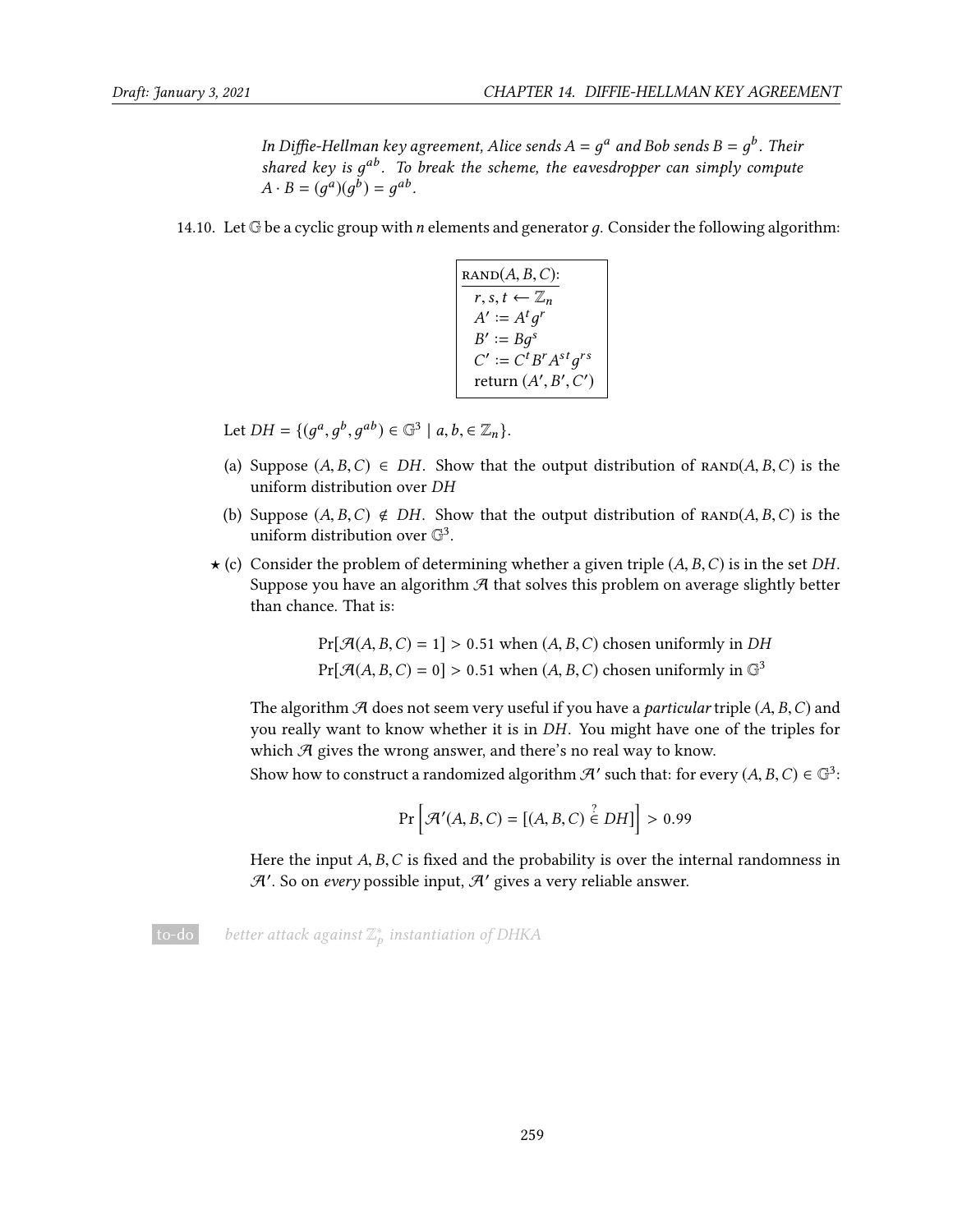*In Diffie-Hellman key agreement, Alice sends $A = g^a$ and Bob sends $B = g^b$. Their shared key is $g^{ab}$. To break the scheme, the eavesdropper can simply compute $A \cdot B = (g^a)(g^b) = g^{ab}$.*

14.10. Let $\mathbb{G}$ be a cyclic group with $n$ elements and generator $g$. Consider the following algorithm:

```
RAND(A, B, C):
  r, s, t ← Z_n
  A′ := A^t g^r
  B′ := B g^s
  C′ := C^t B^r A^{st} g^{rs}
  return (A′, B′, C′)
```

Let $DH = \{(g^a, g^b, g^{ab}) \in \mathbb{G}^3 \mid a, b, \in \mathbb{Z}_n\}$.

(a) Suppose $(A, B, C) \in DH$. Show that the output distribution of $\textsc{rand}(A, B, C)$ is the uniform distribution over $DH$

(b) Suppose $(A, B, C) \notin DH$. Show that the output distribution of $\textsc{rand}(A, B, C)$ is the uniform distribution over $\mathbb{G}^3$.

★ (c) Consider the problem of determining whether a given triple $(A, B, C)$ is in the set $DH$. Suppose you have an algorithm $\mathcal{A}$ that solves this problem on average slightly better than chance. That is:

$$\Pr[\mathcal{A}(A, B, C) = 1] > 0.51 \text{ when } (A, B, C) \text{ chosen uniformly in } DH$$
$$\Pr[\mathcal{A}(A, B, C) = 0] > 0.51 \text{ when } (A, B, C) \text{ chosen uniformly in } \mathbb{G}^3$$

The algorithm $\mathcal{A}$ does not seem very useful if you have a *particular* triple $(A, B, C)$ and you really want to know whether it is in $DH$. You might have one of the triples for which $\mathcal{A}$ gives the wrong answer, and there's no real way to know.

Show how to construct a randomized algorithm $\mathcal{A}'$ such that: for every $(A, B, C) \in \mathbb{G}^3$:

$$\Pr\left[\mathcal{A}'(A, B, C) = [(A, B, C) \stackrel{?}{\in} DH]\right] > 0.99$$

Here the input $A, B, C$ is fixed and the probability is over the internal randomness in $\mathcal{A}'$. So on *every* possible input, $\mathcal{A}'$ gives a very reliable answer.

to-do *better attack against $\mathbb{Z}_p^*$ instantiation of DHKA*